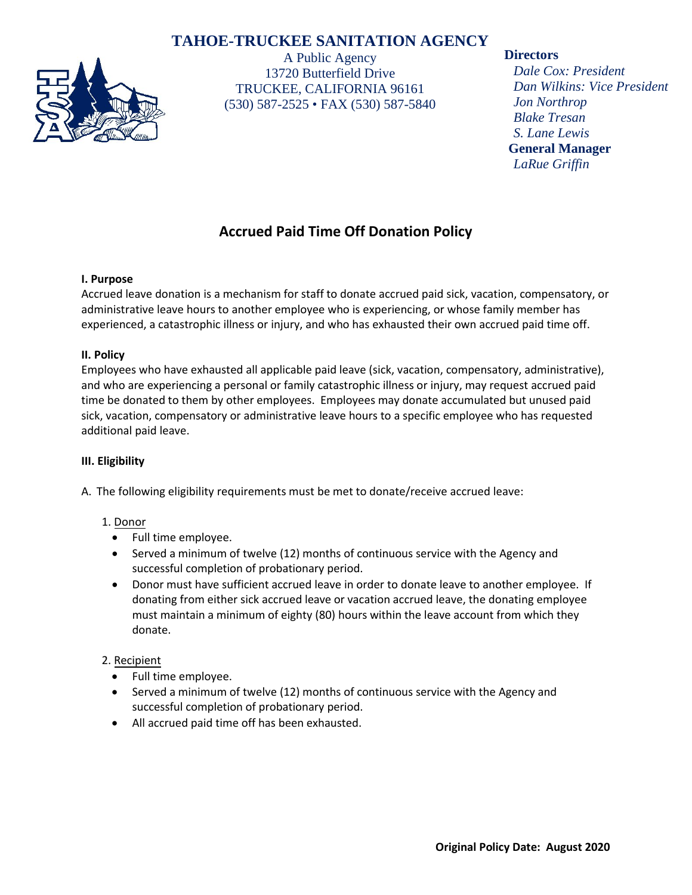# TAHOE-TRUCKEE SANITATION AGENCY

A Public Agency
13720 Butterfield Drive
TRUCKEE, CALIFORNIA 96161
(530) 587-2525 • FAX (530) 587-5840

**Directors**
*Dale Cox: President*
*Dan Wilkins: Vice President*
*Jon Northrop*
*Blake Tresan*
*S. Lane Lewis*
**General Manager**
*LaRue Griffin*

## Accrued Paid Time Off Donation Policy

**I. Purpose**
Accrued leave donation is a mechanism for staff to donate accrued paid sick, vacation, compensatory, or administrative leave hours to another employee who is experiencing, or whose family member has experienced, a catastrophic illness or injury, and who has exhausted their own accrued paid time off.

**II. Policy**
Employees who have exhausted all applicable paid leave (sick, vacation, compensatory, administrative), and who are experiencing a personal or family catastrophic illness or injury, may request accrued paid time be donated to them by other employees. Employees may donate accumulated but unused paid sick, vacation, compensatory or administrative leave hours to a specific employee who has requested additional paid leave.

**III. Eligibility**

A. The following eligibility requirements must be met to donate/receive accrued leave:

1. Donor
   - Full time employee.
   - Served a minimum of twelve (12) months of continuous service with the Agency and successful completion of probationary period.
   - Donor must have sufficient accrued leave in order to donate leave to another employee. If donating from either sick accrued leave or vacation accrued leave, the donating employee must maintain a minimum of eighty (80) hours within the leave account from which they donate.

2. Recipient
   - Full time employee.
   - Served a minimum of twelve (12) months of continuous service with the Agency and successful completion of probationary period.
   - All accrued paid time off has been exhausted.

**Original Policy Date: August 2020**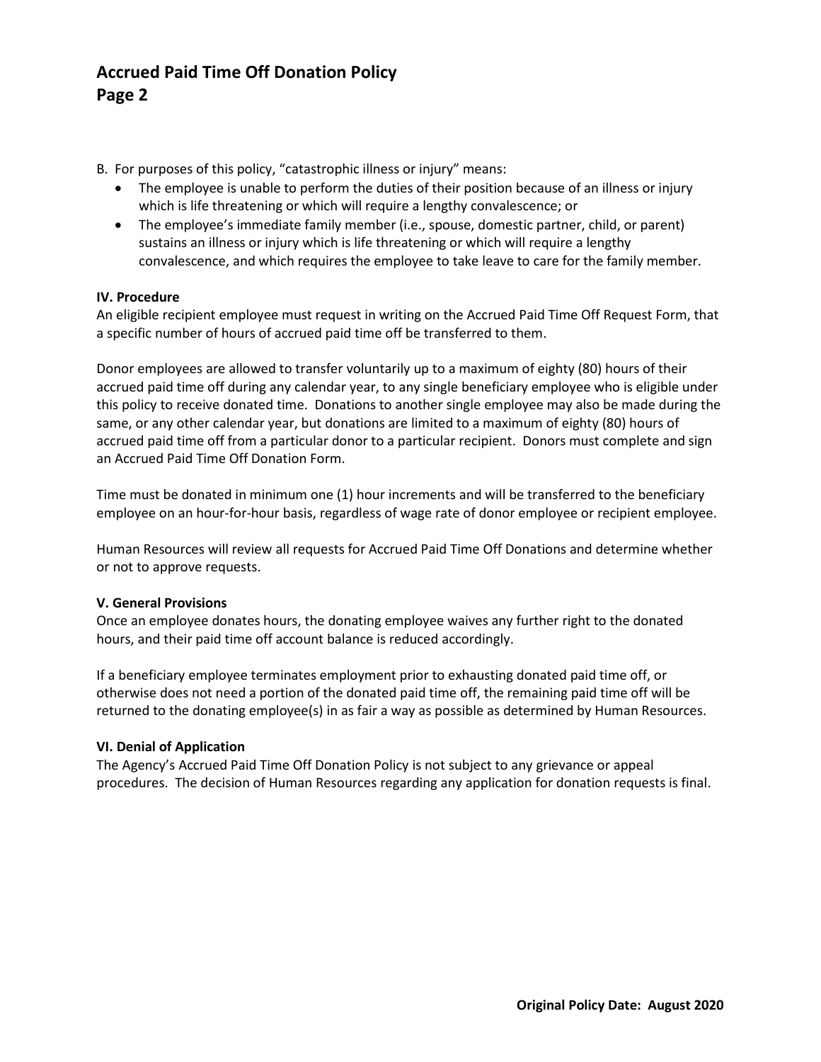B. For purposes of this policy, "catastrophic illness or injury" means:

- The employee is unable to perform the duties of their position because of an illness or injury which is life threatening or which will require a lengthy convalescence; or
- The employee's immediate family member (i.e., spouse, domestic partner, child, or parent) sustains an illness or injury which is life threatening or which will require a lengthy convalescence, and which requires the employee to take leave to care for the family member.

**IV. Procedure**

An eligible recipient employee must request in writing on the Accrued Paid Time Off Request Form, that a specific number of hours of accrued paid time off be transferred to them.

Donor employees are allowed to transfer voluntarily up to a maximum of eighty (80) hours of their accrued paid time off during any calendar year, to any single beneficiary employee who is eligible under this policy to receive donated time. Donations to another single employee may also be made during the same, or any other calendar year, but donations are limited to a maximum of eighty (80) hours of accrued paid time off from a particular donor to a particular recipient. Donors must complete and sign an Accrued Paid Time Off Donation Form.

Time must be donated in minimum one (1) hour increments and will be transferred to the beneficiary employee on an hour-for-hour basis, regardless of wage rate of donor employee or recipient employee.

Human Resources will review all requests for Accrued Paid Time Off Donations and determine whether or not to approve requests.

**V. General Provisions**

Once an employee donates hours, the donating employee waives any further right to the donated hours, and their paid time off account balance is reduced accordingly.

If a beneficiary employee terminates employment prior to exhausting donated paid time off, or otherwise does not need a portion of the donated paid time off, the remaining paid time off will be returned to the donating employee(s) in as fair a way as possible as determined by Human Resources.

**VI. Denial of Application**

The Agency's Accrued Paid Time Off Donation Policy is not subject to any grievance or appeal procedures. The decision of Human Resources regarding any application for donation requests is final.

**Original Policy Date: August 2020**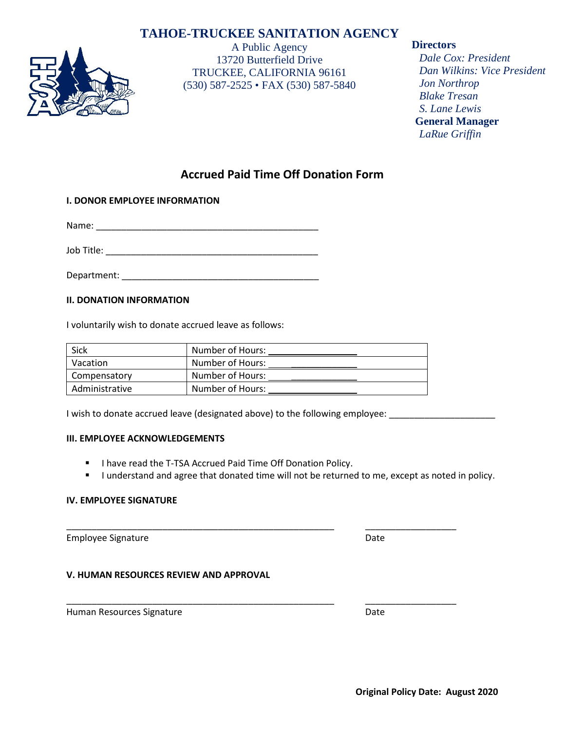# TAHOE-TRUCKEE SANITATION AGENCY

A Public Agency
13720 Butterfield Drive
TRUCKEE, CALIFORNIA 96161
(530) 587-2525 • FAX (530) 587-5840

**Directors**
*Dale Cox: President*
*Dan Wilkins: Vice President*
*Jon Northrop*
*Blake Tresan*
*S. Lane Lewis*
**General Manager**
*LaRue Griffin*

## Accrued Paid Time Off Donation Form

### I. DONOR EMPLOYEE INFORMATION

Name: ____________________________________________

Job Title: ___________________________________________

Department: _________________________________________

### II. DONATION INFORMATION

I voluntarily wish to donate accrued leave as follows:

| | |
|---|---|
| Sick | Number of Hours: _________________ |
| Vacation | Number of Hours: _________________ |
| Compensatory | Number of Hours: _________________ |
| Administrative | Number of Hours: _________________ |

I wish to donate accrued leave (designated above) to the following employee: _____________________

### III. EMPLOYEE ACKNOWLEDGEMENTS

- I have read the T-TSA Accrued Paid Time Off Donation Policy.
- I understand and agree that donated time will not be returned to me, except as noted in policy.

### IV. EMPLOYEE SIGNATURE

_______________________________________________________ __________________
Employee Signature Date

### V. HUMAN RESOURCES REVIEW AND APPROVAL

_______________________________________________________ __________________
Human Resources Signature Date

**Original Policy Date: August 2020**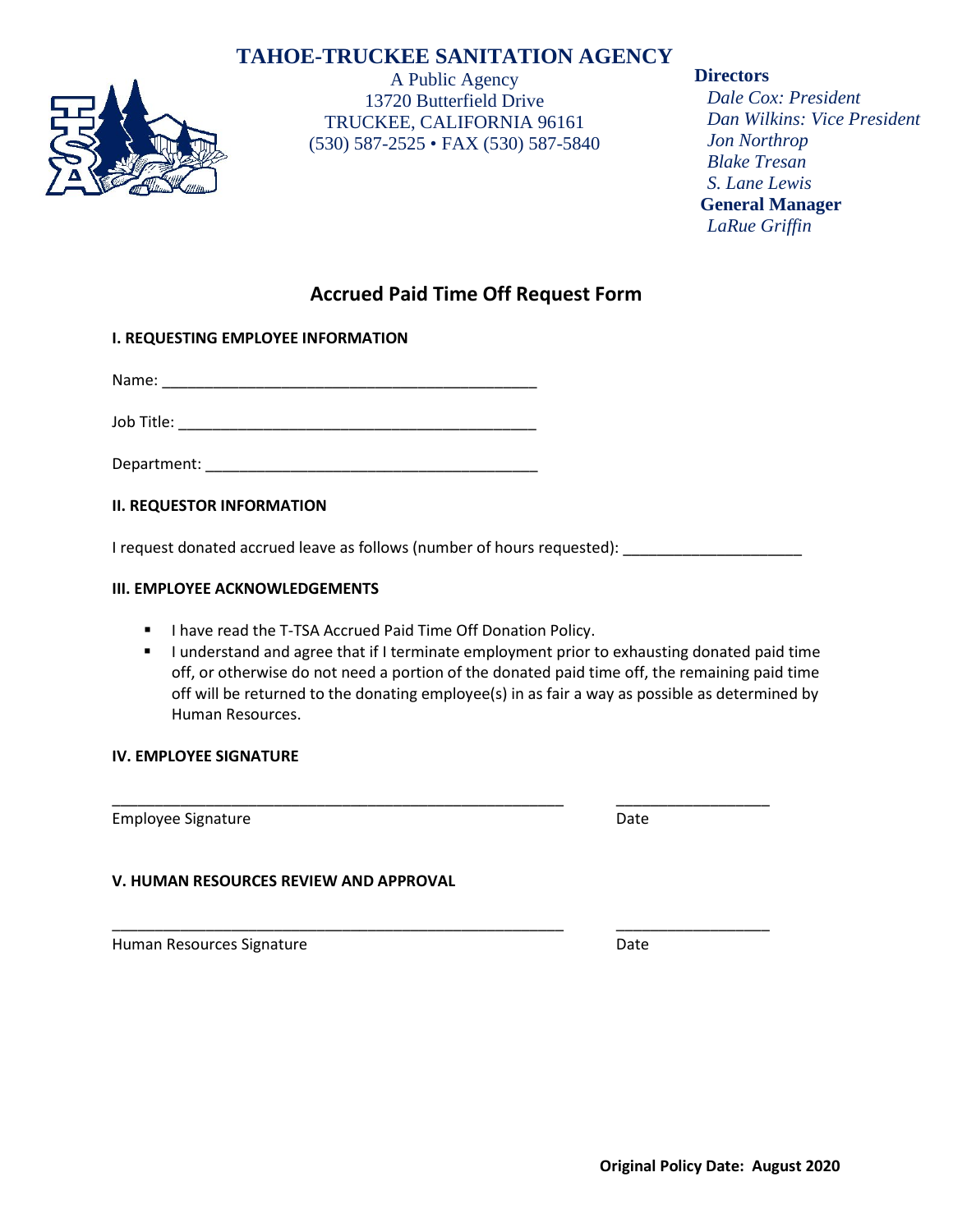**TAHOE-TRUCKEE SANITATION AGENCY**

A Public Agency
13720 Butterfield Drive
TRUCKEE, CALIFORNIA 96161
(530) 587-2525 • FAX (530) 587-5840

**Directors**
*Dale Cox: President*
*Dan Wilkins: Vice President*
*Jon Northrop*
*Blake Tresan*
*S. Lane Lewis*
**General Manager**
*LaRue Griffin*

# Accrued Paid Time Off Request Form

**I. REQUESTING EMPLOYEE INFORMATION**

Name: ____________________________________________

Job Title: __________________________________________

Department: ________________________________________

**II. REQUESTOR INFORMATION**

I request donated accrued leave as follows (number of hours requested): _____________________

**III. EMPLOYEE ACKNOWLEDGEMENTS**

- I have read the T-TSA Accrued Paid Time Off Donation Policy.
- I understand and agree that if I terminate employment prior to exhausting donated paid time off, or otherwise do not need a portion of the donated paid time off, the remaining paid time off will be returned to the donating employee(s) in as fair a way as possible as determined by Human Resources.

**IV. EMPLOYEE SIGNATURE**

_____________________________________________________ ________________

Employee Signature Date

**V. HUMAN RESOURCES REVIEW AND APPROVAL**

_____________________________________________________ ________________

Human Resources Signature Date

**Original Policy Date: August 2020**